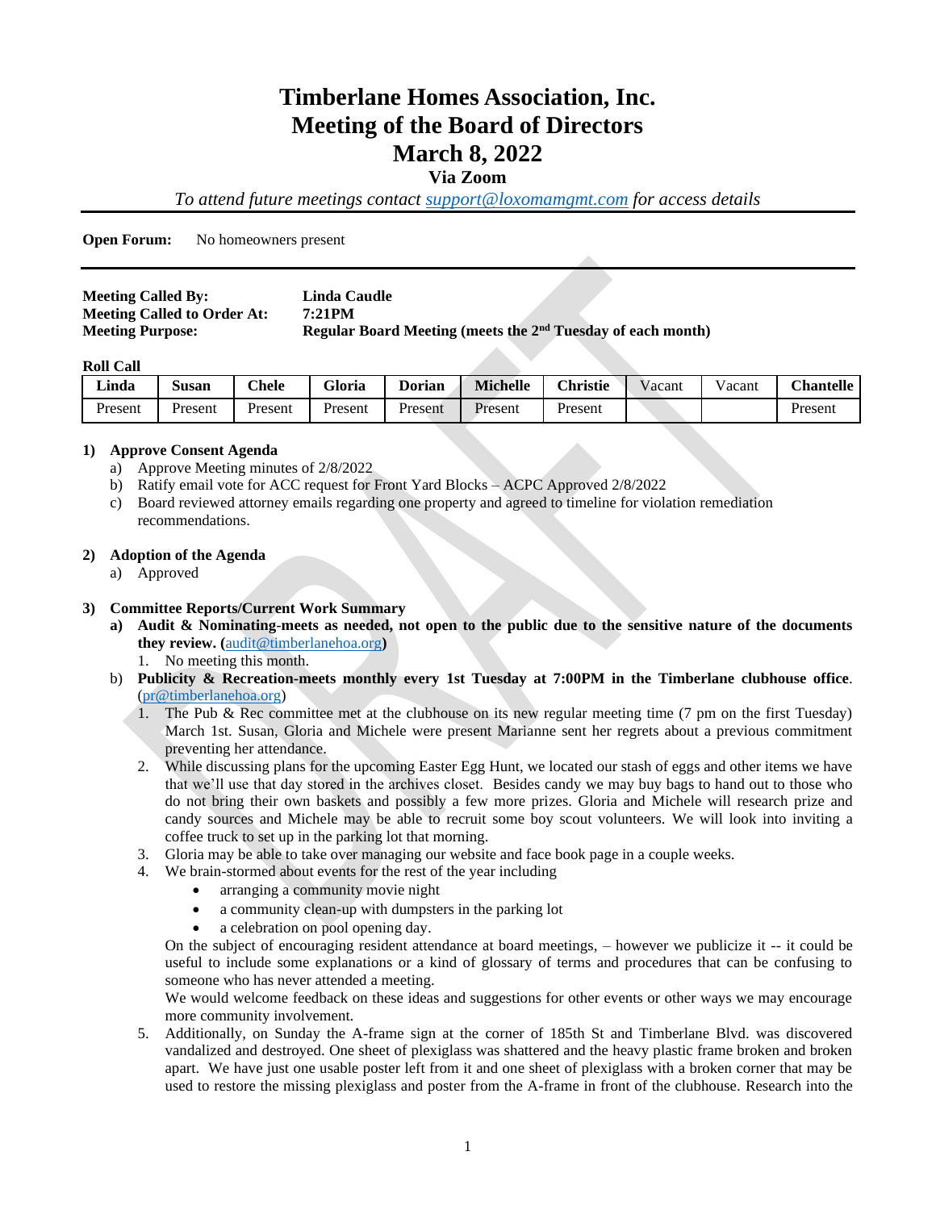# Timberlane Homes Association, Inc.
# Meeting of the Board of Directors
# March 8, 2022

**Via Zoom**

*To attend future meetings contact support@loxomamgmt.com for access details*

---

**Open Forum:** No homeowners present

---

**Meeting Called By:** **Linda Caudle**
**Meeting Called to Order At:** **7:21PM**
**Meeting Purpose:** **Regular Board Meeting (meets the 2nd Tuesday of each month)**

**Roll Call**

| Linda | Susan | Chele | Gloria | Dorian | Michelle | Christie | Vacant | Vacant | Chantelle |
|---|---|---|---|---|---|---|---|---|---|
| Present | Present | Present | Present | Present | Present | Present | | | Present |

**1) Approve Consent Agenda**

a) Approve Meeting minutes of 2/8/2022
b) Ratify email vote for ACC request for Front Yard Blocks – ACPC Approved 2/8/2022
c) Board reviewed attorney emails regarding one property and agreed to timeline for violation remediation recommendations.

**2) Adoption of the Agenda**

a) Approved

**3) Committee Reports/Current Work Summary**

a) **Audit & Nominating-meets as needed, not open to the public due to the sensitive nature of the documents they review. (audit@timberlanehoa.org)**
   1. No meeting this month.

b) **Publicity & Recreation-meets monthly every 1st Tuesday at 7:00PM in the Timberlane clubhouse office**. (pr@timberlanehoa.org)
   1. The Pub & Rec committee met at the clubhouse on its new regular meeting time (7 pm on the first Tuesday) March 1st. Susan, Gloria and Michele were present Marianne sent her regrets about a previous commitment preventing her attendance.
   2. While discussing plans for the upcoming Easter Egg Hunt, we located our stash of eggs and other items we have that we'll use that day stored in the archives closet. Besides candy we may buy bags to hand out to those who do not bring their own baskets and possibly a few more prizes. Gloria and Michele will research prize and candy sources and Michele may be able to recruit some boy scout volunteers. We will look into inviting a coffee truck to set up in the parking lot that morning.
   3. Gloria may be able to take over managing our website and face book page in a couple weeks.
   4. We brain-stormed about events for the rest of the year including
      - arranging a community movie night
      - a community clean-up with dumpsters in the parking lot
      - a celebration on pool opening day.

      On the subject of encouraging resident attendance at board meetings, – however we publicize it -- it could be useful to include some explanations or a kind of glossary of terms and procedures that can be confusing to someone who has never attended a meeting.

      We would welcome feedback on these ideas and suggestions for other events or other ways we may encourage more community involvement.
   5. Additionally, on Sunday the A-frame sign at the corner of 185th St and Timberlane Blvd. was discovered vandalized and destroyed. One sheet of plexiglass was shattered and the heavy plastic frame broken and broken apart. We have just one usable poster left from it and one sheet of plexiglass with a broken corner that may be used to restore the missing plexiglass and poster from the A-frame in front of the clubhouse. Research into the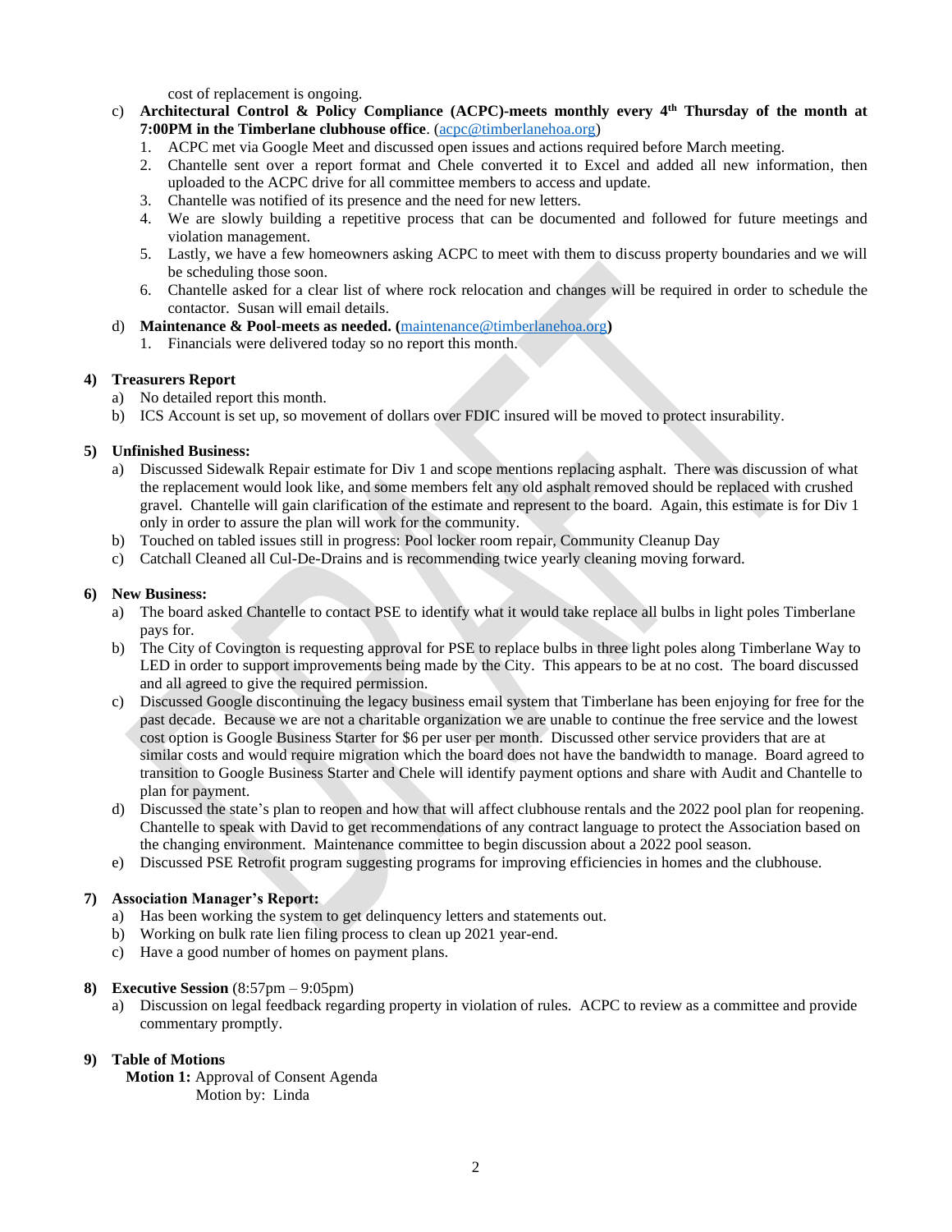cost of replacement is ongoing.

c) **Architectural Control & Policy Compliance (ACPC)-meets monthly every 4th Thursday of the month at 7:00PM in the Timberlane clubhouse office**. (acpc@timberlanehoa.org)
   1. ACPC met via Google Meet and discussed open issues and actions required before March meeting.
   2. Chantelle sent over a report format and Chele converted it to Excel and added all new information, then uploaded to the ACPC drive for all committee members to access and update.
   3. Chantelle was notified of its presence and the need for new letters.
   4. We are slowly building a repetitive process that can be documented and followed for future meetings and violation management.
   5. Lastly, we have a few homeowners asking ACPC to meet with them to discuss property boundaries and we will be scheduling those soon.
   6. Chantelle asked for a clear list of where rock relocation and changes will be required in order to schedule the contactor. Susan will email details.

d) **Maintenance & Pool-meets as needed. (**maintenance@timberlanehoa.org**)**
   1. Financials were delivered today so no report this month.

**4) Treasurers Report**

a) No detailed report this month.
b) ICS Account is set up, so movement of dollars over FDIC insured will be moved to protect insurability.

**5) Unfinished Business:**

a) Discussed Sidewalk Repair estimate for Div 1 and scope mentions replacing asphalt. There was discussion of what the replacement would look like, and some members felt any old asphalt removed should be replaced with crushed gravel. Chantelle will gain clarification of the estimate and represent to the board. Again, this estimate is for Div 1 only in order to assure the plan will work for the community.
b) Touched on tabled issues still in progress: Pool locker room repair, Community Cleanup Day
c) Catchall Cleaned all Cul-De-Drains and is recommending twice yearly cleaning moving forward.

**6) New Business:**

a) The board asked Chantelle to contact PSE to identify what it would take replace all bulbs in light poles Timberlane pays for.
b) The City of Covington is requesting approval for PSE to replace bulbs in three light poles along Timberlane Way to LED in order to support improvements being made by the City. This appears to be at no cost. The board discussed and all agreed to give the required permission.
c) Discussed Google discontinuing the legacy business email system that Timberlane has been enjoying for free for the past decade. Because we are not a charitable organization we are unable to continue the free service and the lowest cost option is Google Business Starter for $6 per user per month. Discussed other service providers that are at similar costs and would require migration which the board does not have the bandwidth to manage. Board agreed to transition to Google Business Starter and Chele will identify payment options and share with Audit and Chantelle to plan for payment.
d) Discussed the state's plan to reopen and how that will affect clubhouse rentals and the 2022 pool plan for reopening. Chantelle to speak with David to get recommendations of any contract language to protect the Association based on the changing environment. Maintenance committee to begin discussion about a 2022 pool season.
e) Discussed PSE Retrofit program suggesting programs for improving efficiencies in homes and the clubhouse.

**7) Association Manager's Report:**

a) Has been working the system to get delinquency letters and statements out.
b) Working on bulk rate lien filing process to clean up 2021 year-end.
c) Have a good number of homes on payment plans.

**8) Executive Session** (8:57pm – 9:05pm)

a) Discussion on legal feedback regarding property in violation of rules. ACPC to review as a committee and provide commentary promptly.

**9) Table of Motions**

**Motion 1:** Approval of Consent Agenda
Motion by: Linda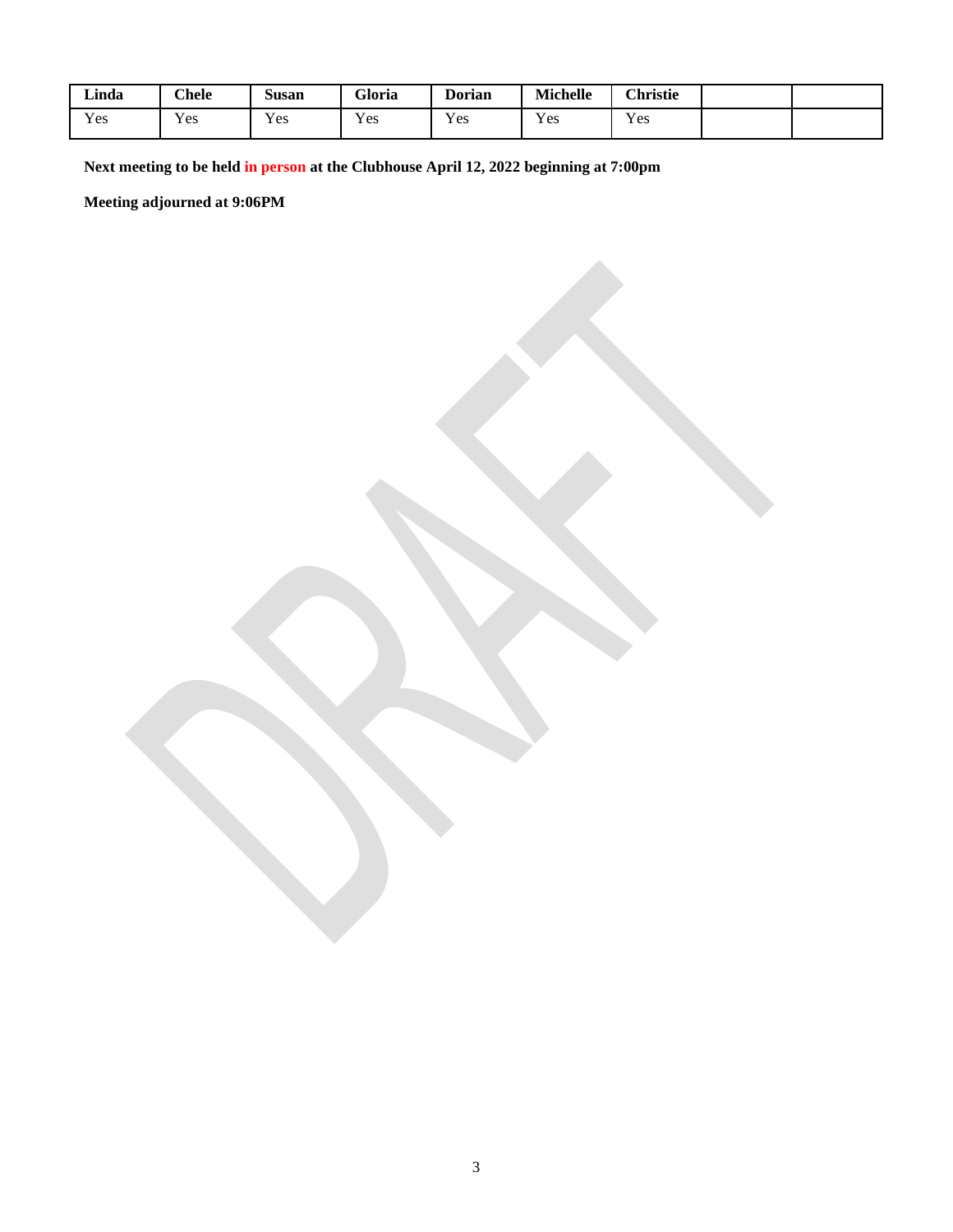| Linda | Chele | Susan | Gloria | Dorian | Michelle | Christie | | |
|---|---|---|---|---|---|---|---|---|
| Yes | Yes | Yes | Yes | Yes | Yes | Yes | | |

**Next meeting to be held in person at the Clubhouse April 12, 2022 beginning at 7:00pm**

**Meeting adjourned at 9:06PM**